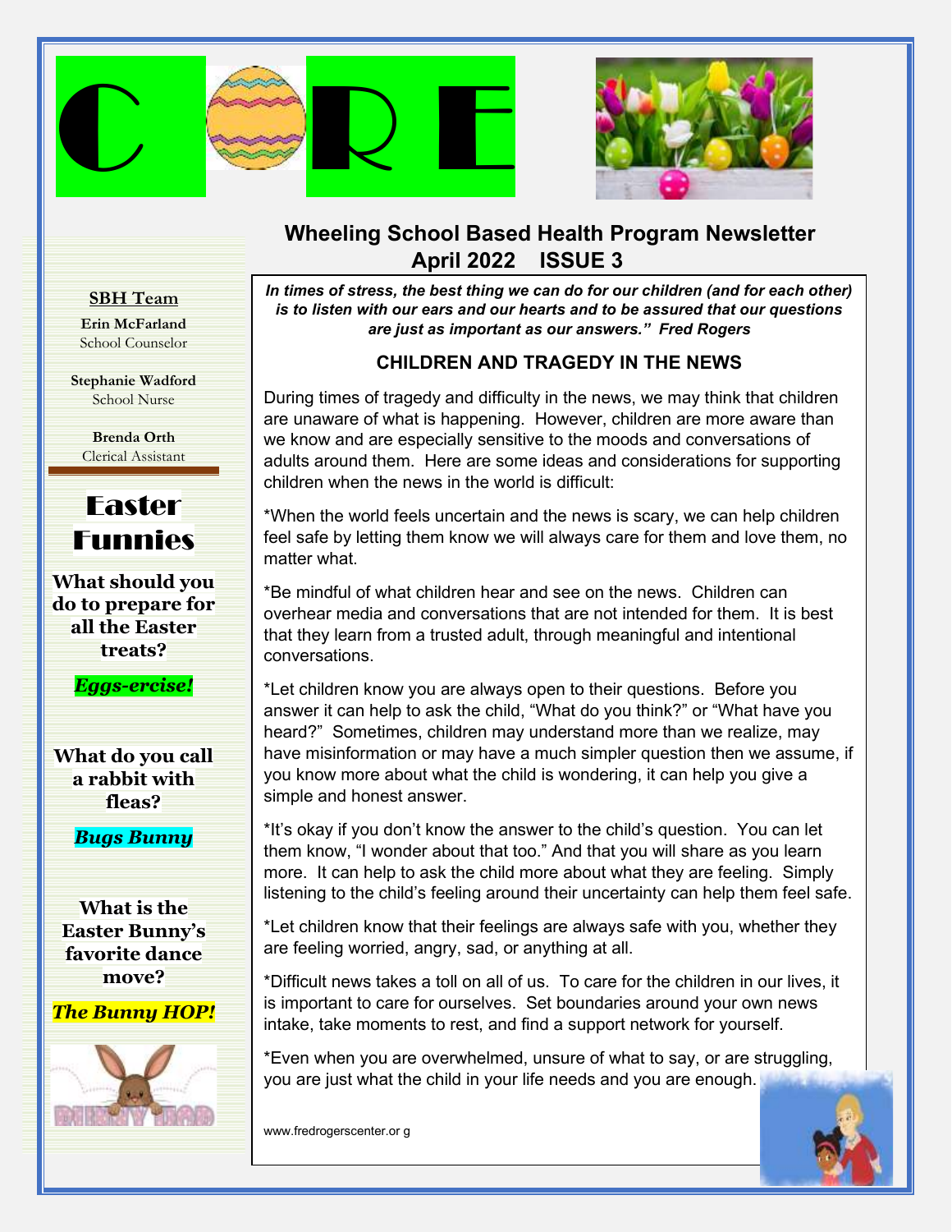# C ORE

## Wheeling School Based Health Program Newsletter
## April 2022 ISSUE 3

**SBH Team**

**Erin McFarland**
School Counselor

**Stephanie Wadford**
School Nurse

**Brenda Orth**
Clerical Assistant

## Easter Funnies

**What should you do to prepare for all the Easter treats?**

***Eggs-ercise!***

**What do you call a rabbit with fleas?**

***Bugs Bunny***

**What is the Easter Bunny's favorite dance move?**

***The Bunny HOP!***

BUNNY HOP

***In times of stress, the best thing we can do for our children (and for each other) is to listen with our ears and our hearts and to be assured that our questions are just as important as our answers." Fred Rogers***

### CHILDREN AND TRAGEDY IN THE NEWS

During times of tragedy and difficulty in the news, we may think that children are unaware of what is happening. However, children are more aware than we know and are especially sensitive to the moods and conversations of adults around them. Here are some ideas and considerations for supporting children when the news in the world is difficult:

*When the world feels uncertain and the news is scary, we can help children feel safe by letting them know we will always care for them and love them, no matter what.

*Be mindful of what children hear and see on the news. Children can overhear media and conversations that are not intended for them. It is best that they learn from a trusted adult, through meaningful and intentional conversations.

*Let children know you are always open to their questions. Before you answer it can help to ask the child, "What do you think?" or "What have you heard?" Sometimes, children may understand more than we realize, may have misinformation or may have a much simpler question then we assume, if you know more about what the child is wondering, it can help you give a simple and honest answer.

*It's okay if you don't know the answer to the child's question. You can let them know, "I wonder about that too." And that you will share as you learn more. It can help to ask the child more about what they are feeling. Simply listening to the child's feeling around their uncertainty can help them feel safe.

*Let children know that their feelings are always safe with you, whether they are feeling worried, angry, sad, or anything at all.

*Difficult news takes a toll on all of us. To care for the children in our lives, it is important to care for ourselves. Set boundaries around your own news intake, take moments to rest, and find a support network for yourself.

*Even when you are overwhelmed, unsure of what to say, or are struggling, you are just what the child in your life needs and you are enough.

www.fredrogerscenter.or g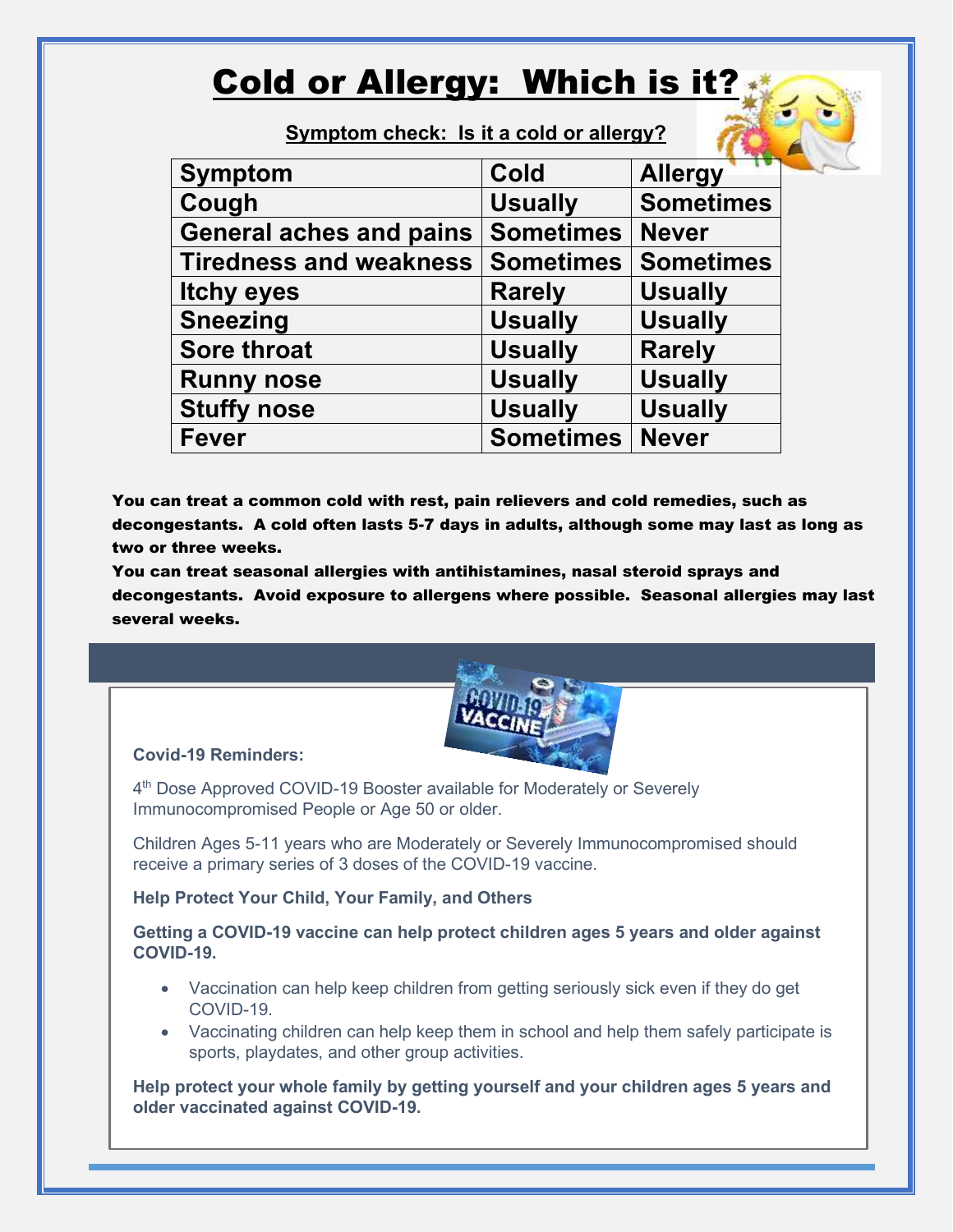# Cold or Allergy: Which is it?

**Symptom check: Is it a cold or allergy?**

| Symptom | Cold | Allergy |
|---|---|---|
| Cough | Usually | Sometimes |
| General aches and pains | Sometimes | Never |
| Tiredness and weakness | Sometimes | Sometimes |
| Itchy eyes | Rarely | Usually |
| Sneezing | Usually | Usually |
| Sore throat | Usually | Rarely |
| Runny nose | Usually | Usually |
| Stuffy nose | Usually | Usually |
| Fever | Sometimes | Never |

**You can treat a common cold with rest, pain relievers and cold remedies, such as decongestants. A cold often lasts 5-7 days in adults, although some may last as long as two or three weeks.**
**You can treat seasonal allergies with antihistamines, nasal steroid sprays and decongestants. Avoid exposure to allergens where possible. Seasonal allergies may last several weeks.**

**Covid-19 Reminders:**

4th Dose Approved COVID-19 Booster available for Moderately or Severely Immunocompromised People or Age 50 or older.

Children Ages 5-11 years who are Moderately or Severely Immunocompromised should receive a primary series of 3 doses of the COVID-19 vaccine.

**Help Protect Your Child, Your Family, and Others**

**Getting a COVID-19 vaccine can help protect children ages 5 years and older against COVID-19.**

- Vaccination can help keep children from getting seriously sick even if they do get COVID-19.
- Vaccinating children can help keep them in school and help them safely participate is sports, playdates, and other group activities.

**Help protect your whole family by getting yourself and your children ages 5 years and older vaccinated against COVID-19.**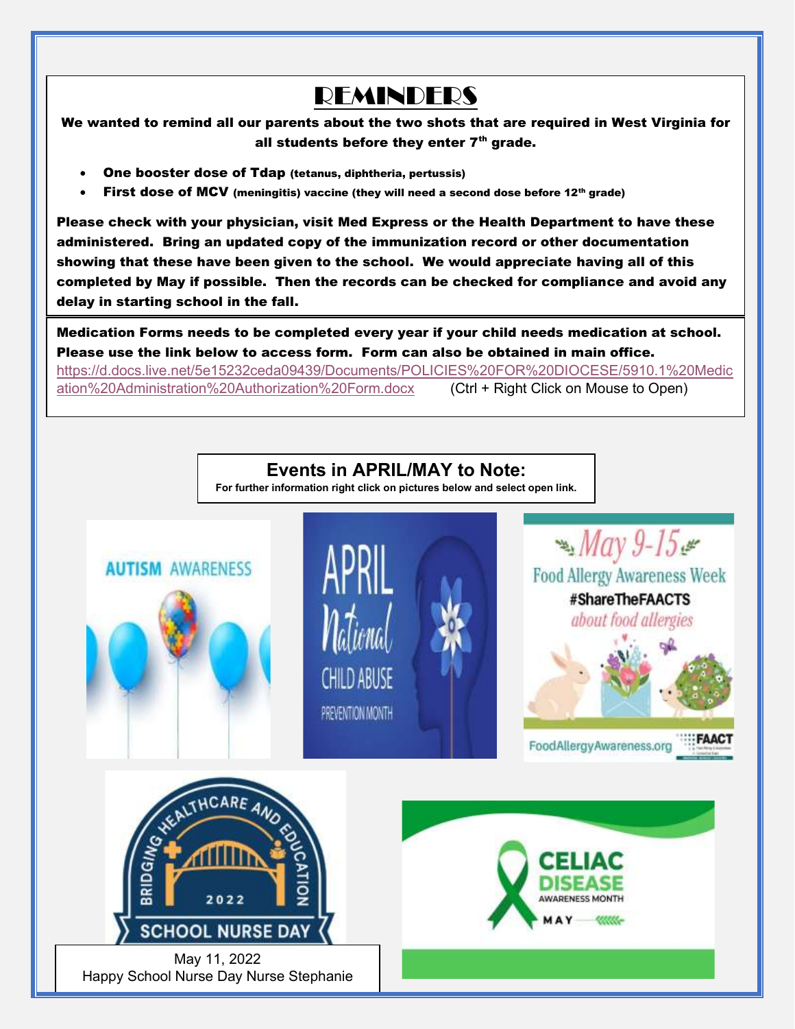# REMINDERS

**We wanted to remind all our parents about the two shots that are required in West Virginia for all students before they enter 7th grade.**

- **One booster dose of Tdap (tetanus, diphtheria, pertussis)**
- **First dose of MCV (meningitis) vaccine (they will need a second dose before 12th grade)**

**Please check with your physician, visit Med Express or the Health Department to have these administered. Bring an updated copy of the immunization record or other documentation showing that these have been given to the school. We would appreciate having all of this completed by May if possible. Then the records can be checked for compliance and avoid any delay in starting school in the fall.**

**Medication Forms needs to be completed every year if your child needs medication at school. Please use the link below to access form. Form can also be obtained in main office.**
https://d.docs.live.net/5e15232ceda09439/Documents/POLICIES%20FOR%20DIOCESE/5910.1%20Medication%20Administration%20Authorization%20Form.docx (Ctrl + Right Click on Mouse to Open)

## Events in APRIL/MAY to Note:

**For further information right click on pictures below and select open link.**

AUTISM AWARENESS

APRIL National CHILD ABUSE PREVENTION MONTH

May 9-15 Food Allergy Awareness Week #ShareTheFAACTS about food allergies
FoodAllergyAwareness.org FAACT

BRIDGING HEALTHCARE AND EDUCATION 2022 SCHOOL NURSE DAY

May 11, 2022
Happy School Nurse Day Nurse Stephanie

CELIAC DISEASE AWARENESS MONTH MAY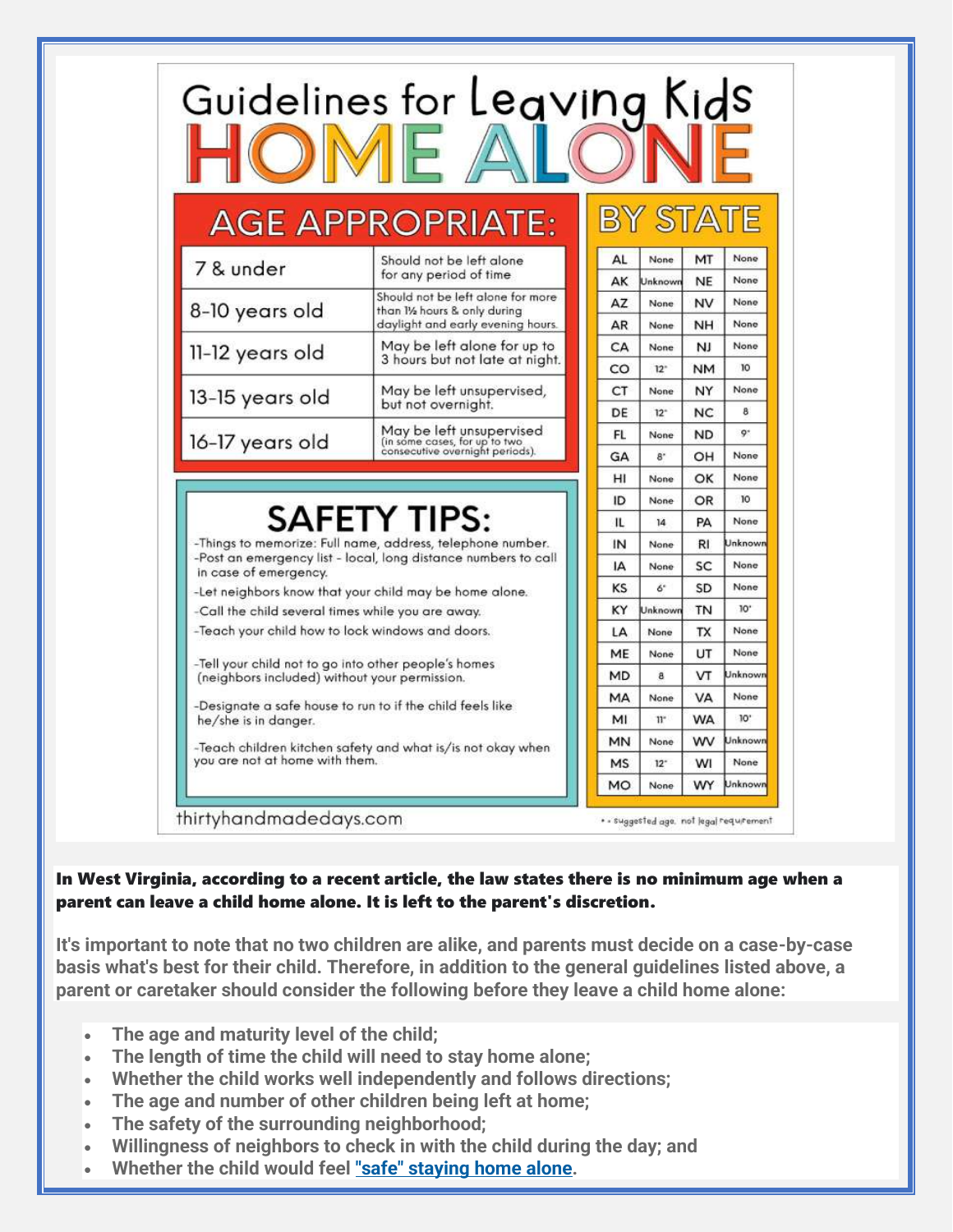# Guidelines for Leaving Kids HOME ALONE

## AGE APPROPRIATE:

| Age | Guideline |
| --- | --- |
| 7 & under | Should not be left alone for any period of time |
| 8-10 years old | Should not be left alone for more than 1½ hours & only during daylight and early evening hours. |
| 11-12 years old | May be left alone for up to 3 hours but not late at night. |
| 13-15 years old | May be left unsupervised, but not overnight. |
| 16-17 years old | May be left unsupervised (in some cases, for up to two consecutive overnight periods). |

## SAFETY TIPS:

- Things to memorize: Full name, address, telephone number.
- Post an emergency list - local, long distance numbers to call in case of emergency.
- Let neighbors know that your child may be home alone.
- Call the child several times while you are away.
- Teach your child how to lock windows and doors.
- Tell your child not to go into other people's homes (neighbors included) without your permission.
- Designate a safe house to run to if the child feels like he/she is in danger.
- Teach children kitchen safety and what is/is not okay when you are not at home with them.

## BY STATE

| State | Age | State | Age |
| --- | --- | --- | --- |
| AL | None | MT | None |
| AK | Unknown | NE | None |
| AZ | None | NV | None |
| AR | None | NH | None |
| CA | None | NJ | None |
| CO | 12* | NM | 10 |
| CT | None | NY | None |
| DE | 12* | NC | 8 |
| FL | None | ND | 9* |
| GA | 8* | OH | None |
| HI | None | OK | None |
| ID | None | OR | 10 |
| IL | 14 | PA | None |
| IN | None | RI | Unknown |
| IA | None | SC | None |
| KS | 6* | SD | None |
| KY | Unknown | TN | 10* |
| LA | None | TX | None |
| ME | None | UT | None |
| MD | 8 | VT | Unknown |
| MA | None | VA | None |
| MI | 11* | WA | 10* |
| MN | None | WV | Unknown |
| MS | 12* | WI | None |
| MO | None | WY | Unknown |

* = suggested age, not legal requirement

thirtyhandmadedays.com

**In West Virginia, according to a recent article, the law states there is no minimum age when a parent can leave a child home alone. It is left to the parent's discretion.**

**It's important to note that no two children are alike, and parents must decide on a case-by-case basis what's best for their child. Therefore, in addition to the general guidelines listed above, a parent or caretaker should consider the following before they leave a child home alone:**

- **The age and maturity level of the child;**
- **The length of time the child will need to stay home alone;**
- **Whether the child works well independently and follows directions;**
- **The age and number of other children being left at home;**
- **The safety of the surrounding neighborhood;**
- **Willingness of neighbors to check in with the child during the day; and**
- **Whether the child would feel "safe" staying home alone.**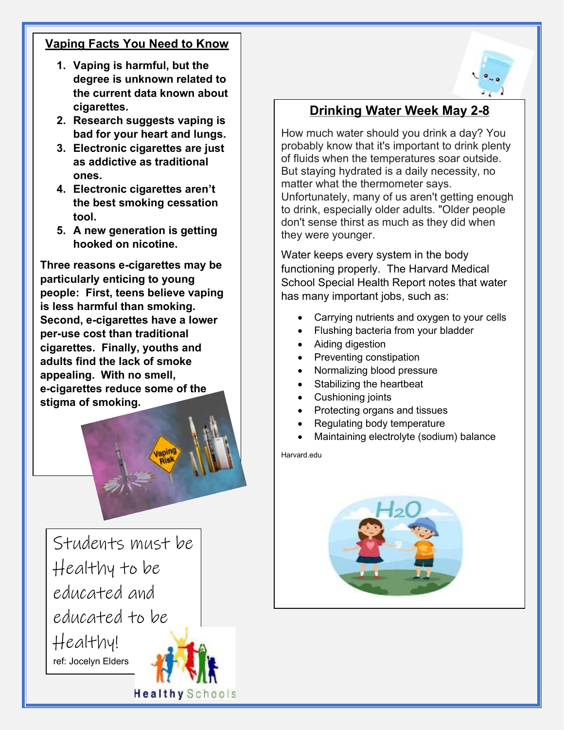## Vaping Facts You Need to Know

1. **Vaping is harmful, but the degree is unknown related to the current data known about cigarettes.**
2. **Research suggests vaping is bad for your heart and lungs.**
3. **Electronic cigarettes are just as addictive as traditional ones.**
4. **Electronic cigarettes aren't the best smoking cessation tool.**
5. **A new generation is getting hooked on nicotine.**

**Three reasons e-cigarettes may be particularly enticing to young people: First, teens believe vaping is less harmful than smoking. Second, e-cigarettes have a lower per-use cost than traditional cigarettes. Finally, youths and adults find the lack of smoke appealing. With no smell, e-cigarettes reduce some of the stigma of smoking.**

Vaping Risk

Students must be Healthy to be educated and educated to be Healthy!

ref: Jocelyn Elders

Healthy Schools

## Drinking Water Week May 2-8

How much water should you drink a day? You probably know that it's important to drink plenty of fluids when the temperatures soar outside. But staying hydrated is a daily necessity, no matter what the thermometer says. Unfortunately, many of us aren't getting enough to drink, especially older adults. "Older people don't sense thirst as much as they did when they were younger.

Water keeps every system in the body functioning properly. The Harvard Medical School Special Health Report notes that water has many important jobs, such as:

- Carrying nutrients and oxygen to your cells
- Flushing bacteria from your bladder
- Aiding digestion
- Preventing constipation
- Normalizing blood pressure
- Stabilizing the heartbeat
- Cushioning joints
- Protecting organs and tissues
- Regulating body temperature
- Maintaining electrolyte (sodium) balance

Harvard.edu

$H_2O$